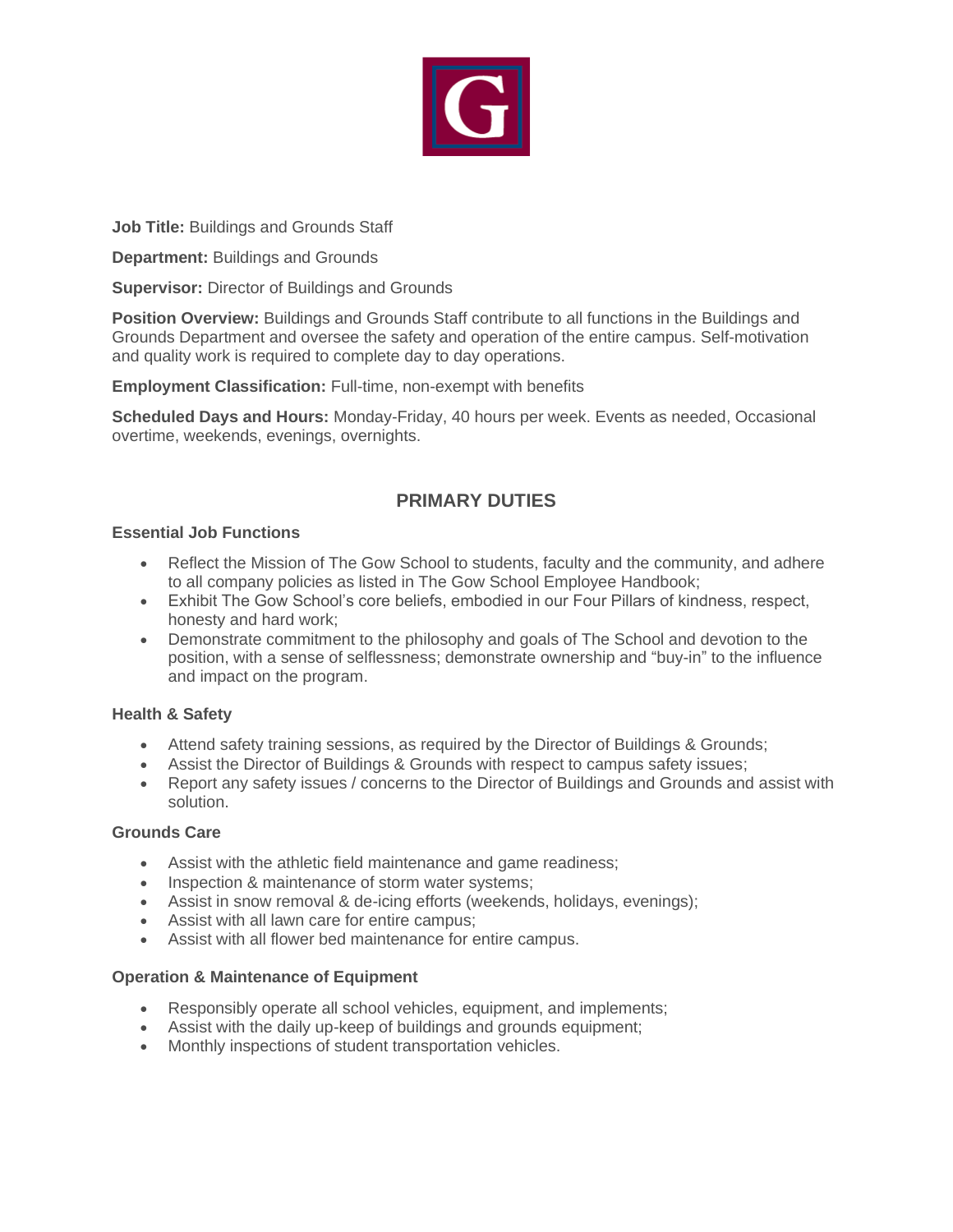**Job Title:** Buildings and Grounds Staff

**Department:** Buildings and Grounds

**Supervisor:** Director of Buildings and Grounds

**Position Overview:** Buildings and Grounds Staff contribute to all functions in the Buildings and Grounds Department and oversee the safety and operation of the entire campus. Self-motivation and quality work is required to complete day to day operations.

**Employment Classification:** Full-time, non-exempt with benefits

**Scheduled Days and Hours:** Monday-Friday, 40 hours per week. Events as needed, Occasional overtime, weekends, evenings, overnights.

## PRIMARY DUTIES

### Essential Job Functions

- Reflect the Mission of The Gow School to students, faculty and the community, and adhere to all company policies as listed in The Gow School Employee Handbook;
- Exhibit The Gow School's core beliefs, embodied in our Four Pillars of kindness, respect, honesty and hard work;
- Demonstrate commitment to the philosophy and goals of The School and devotion to the position, with a sense of selflessness; demonstrate ownership and "buy-in" to the influence and impact on the program.

### Health & Safety

- Attend safety training sessions, as required by the Director of Buildings & Grounds;
- Assist the Director of Buildings & Grounds with respect to campus safety issues;
- Report any safety issues / concerns to the Director of Buildings and Grounds and assist with solution.

### Grounds Care

- Assist with the athletic field maintenance and game readiness;
- Inspection & maintenance of storm water systems;
- Assist in snow removal & de-icing efforts (weekends, holidays, evenings);
- Assist with all lawn care for entire campus;
- Assist with all flower bed maintenance for entire campus.

### Operation & Maintenance of Equipment

- Responsibly operate all school vehicles, equipment, and implements;
- Assist with the daily up-keep of buildings and grounds equipment;
- Monthly inspections of student transportation vehicles.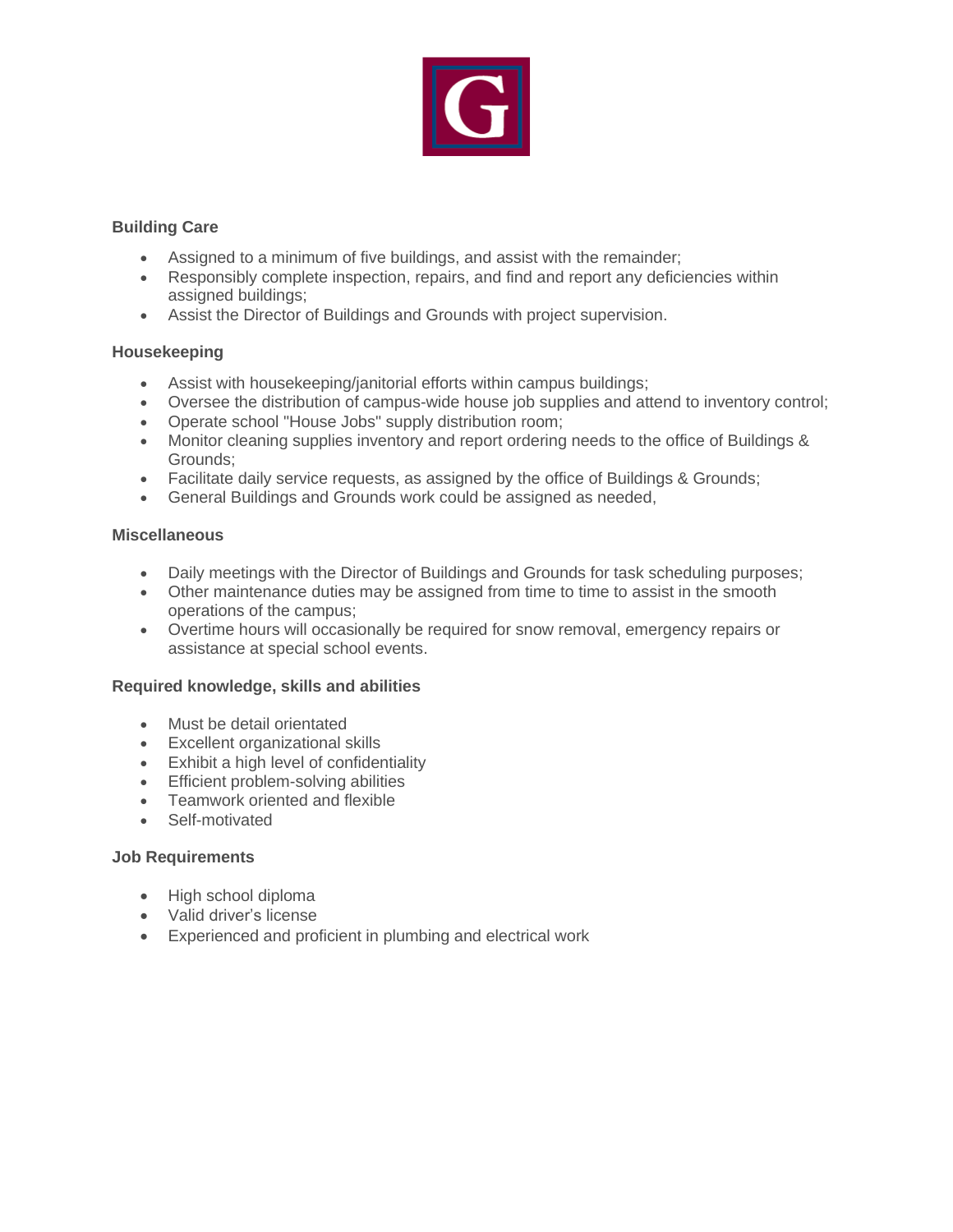### Building Care

- Assigned to a minimum of five buildings, and assist with the remainder;
- Responsibly complete inspection, repairs, and find and report any deficiencies within assigned buildings;
- Assist the Director of Buildings and Grounds with project supervision.

### Housekeeping

- Assist with housekeeping/janitorial efforts within campus buildings;
- Oversee the distribution of campus-wide house job supplies and attend to inventory control;
- Operate school "House Jobs" supply distribution room;
- Monitor cleaning supplies inventory and report ordering needs to the office of Buildings & Grounds;
- Facilitate daily service requests, as assigned by the office of Buildings & Grounds;
- General Buildings and Grounds work could be assigned as needed,

### Miscellaneous

- Daily meetings with the Director of Buildings and Grounds for task scheduling purposes;
- Other maintenance duties may be assigned from time to time to assist in the smooth operations of the campus;
- Overtime hours will occasionally be required for snow removal, emergency repairs or assistance at special school events.

### Required knowledge, skills and abilities

- Must be detail orientated
- Excellent organizational skills
- Exhibit a high level of confidentiality
- Efficient problem-solving abilities
- Teamwork oriented and flexible
- Self-motivated

### Job Requirements

- High school diploma
- Valid driver's license
- Experienced and proficient in plumbing and electrical work